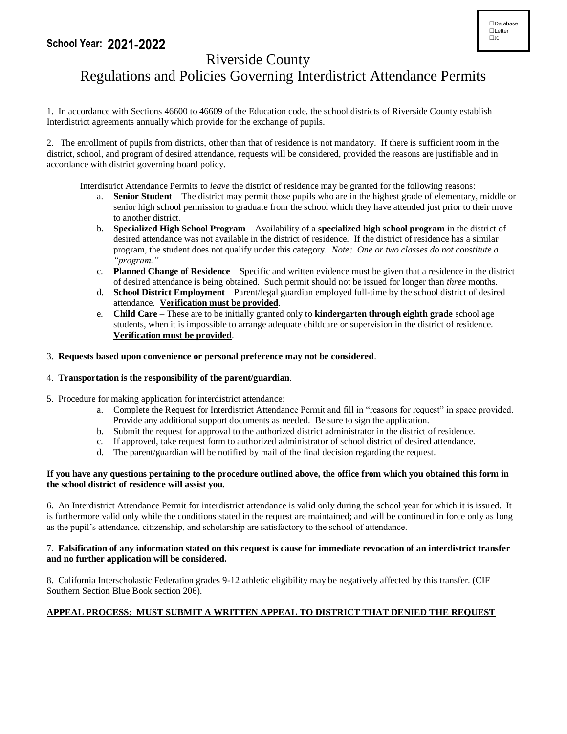☐Database
☐Letter
☐IC

**School Year: 2021-2022**

# Riverside County
## Regulations and Policies Governing Interdistrict Attendance Permits

1. In accordance with Sections 46600 to 46609 of the Education code, the school districts of Riverside County establish Interdistrict agreements annually which provide for the exchange of pupils.

2. The enrollment of pupils from districts, other than that of residence is not mandatory. If there is sufficient room in the district, school, and program of desired attendance, requests will be considered, provided the reasons are justifiable and in accordance with district governing board policy.

Interdistrict Attendance Permits to *leave* the district of residence may be granted for the following reasons:

a. **Senior Student** – The district may permit those pupils who are in the highest grade of elementary, middle or senior high school permission to graduate from the school which they have attended just prior to their move to another district.

b. **Specialized High School Program** – Availability of a **specialized high school program** in the district of desired attendance was not available in the district of residence. If the district of residence has a similar program, the student does not qualify under this category. *Note: One or two classes do not constitute a "program."*

c. **Planned Change of Residence** – Specific and written evidence must be given that a residence in the district of desired attendance is being obtained. Such permit should not be issued for longer than *three* months.

d. **School District Employment** – Parent/legal guardian employed full-time by the school district of desired attendance. **Verification must be provided**.

e. **Child Care** – These are to be initially granted only to **kindergarten through eighth grade** school age students, when it is impossible to arrange adequate childcare or supervision in the district of residence. **Verification must be provided**.

3. **Requests based upon convenience or personal preference may not be considered**.

4. **Transportation is the responsibility of the parent/guardian**.

5. Procedure for making application for interdistrict attendance:

a. Complete the Request for Interdistrict Attendance Permit and fill in "reasons for request" in space provided. Provide any additional support documents as needed. Be sure to sign the application.

b. Submit the request for approval to the authorized district administrator in the district of residence.

c. If approved, take request form to authorized administrator of school district of desired attendance.

d. The parent/guardian will be notified by mail of the final decision regarding the request.

**If you have any questions pertaining to the procedure outlined above, the office from which you obtained this form in the school district of residence will assist you.**

6. An Interdistrict Attendance Permit for interdistrict attendance is valid only during the school year for which it is issued. It is furthermore valid only while the conditions stated in the request are maintained; and will be continued in force only as long as the pupil's attendance, citizenship, and scholarship are satisfactory to the school of attendance.

7. **Falsification of any information stated on this request is cause for immediate revocation of an interdistrict transfer and no further application will be considered.**

8. California Interscholastic Federation grades 9-12 athletic eligibility may be negatively affected by this transfer. (CIF Southern Section Blue Book section 206).

**APPEAL PROCESS: MUST SUBMIT A WRITTEN APPEAL TO DISTRICT THAT DENIED THE REQUEST**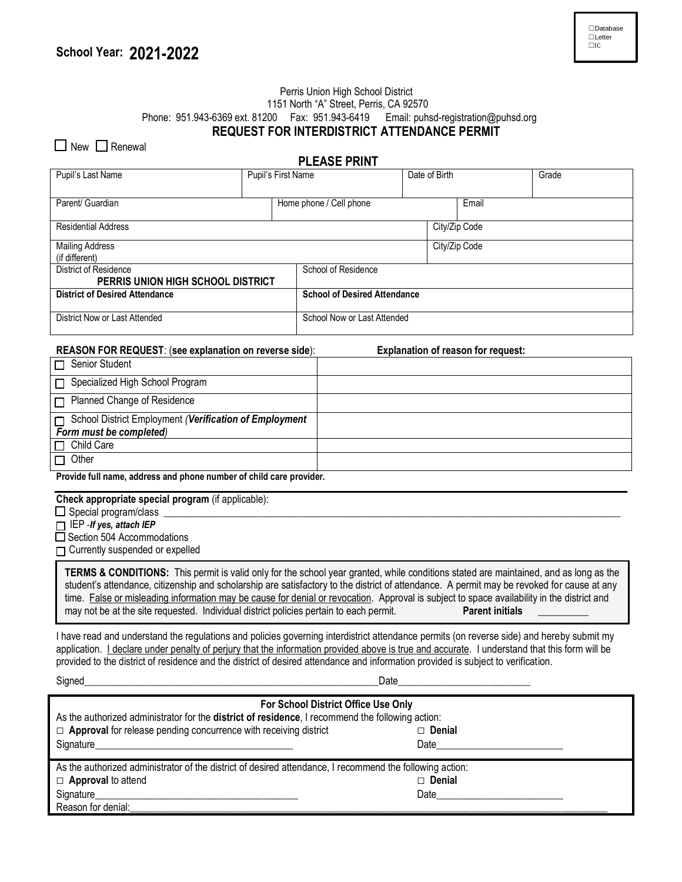☐Database
☐Letter
☐IC

**School Year: 2021-2022**

Perris Union High School District
1151 North "A" Street, Perris, CA 92570
Phone: 951.943-6369 ext. 81200 Fax: 951.943-6419 Email: puhsd-registration@puhsd.org

## REQUEST FOR INTERDISTRICT ATTENDANCE PERMIT

☐ New ☐ Renewal

**PLEASE PRINT**

| | | | |
|---|---|---|---|
| Pupil's Last Name | Pupil's First Name | Date of Birth | Grade |
| Parent/ Guardian | Home phone / Cell phone | Email | |
| Residential Address | | City/Zip Code | |
| Mailing Address (if different) | | City/Zip Code | |
| District of Residence **PERRIS UNION HIGH SCHOOL DISTRICT** | School of Residence | | |
| **District of Desired Attendance** | **School of Desired Attendance** | | |
| District Now or Last Attended | School Now or Last Attended | | |

| **REASON FOR REQUEST**: (**see explanation on reverse side**): | **Explanation of reason for request:** |
|---|---|
| ☐ Senior Student | |
| ☐ Specialized High School Program | |
| ☐ Planned Change of Residence | |
| ☐ School District Employment *(**Verification of Employment Form must be completed**)* | |
| ☐ Child Care | |
| ☐ Other | |

**Provide full name, address and phone number of child care provider.**

**Check appropriate special program** (if applicable):

☐ Special program/class ________________________________________

☐ IEP -***If yes, attach IEP***

☐ Section 504 Accommodations

☐ Currently suspended or expelled

**TERMS & CONDITIONS:** This permit is valid only for the school year granted, while conditions stated are maintained, and as long as the student's attendance, citizenship and scholarship are satisfactory to the district of attendance. A permit may be revoked for cause at any time. False or misleading information may be cause for denial or revocation. Approval is subject to space availability in the district and may not be at the site requested. Individual district policies pertain to each permit. **Parent initials** _________

I have read and understand the regulations and policies governing interdistrict attendance permits (on reverse side) and hereby submit my application. I declare under penalty of perjury that the information provided above is true and accurate. I understand that this form will be provided to the district of residence and the district of desired attendance and information provided is subject to verification.

Signed________________________________________________________Date________________________

**For School District Office Use Only**

As the authorized administrator for the **district of residence**, I recommend the following action:

□ **Approval** for release pending concurrence with receiving district □ **Denial**

Signature______________________________________ Date________________________

As the authorized administrator of the district of desired attendance, I recommend the following action:

□ **Approval** to attend □ **Denial**

Signature______________________________________ Date________________________

Reason for denial:______________________________________________________________________________